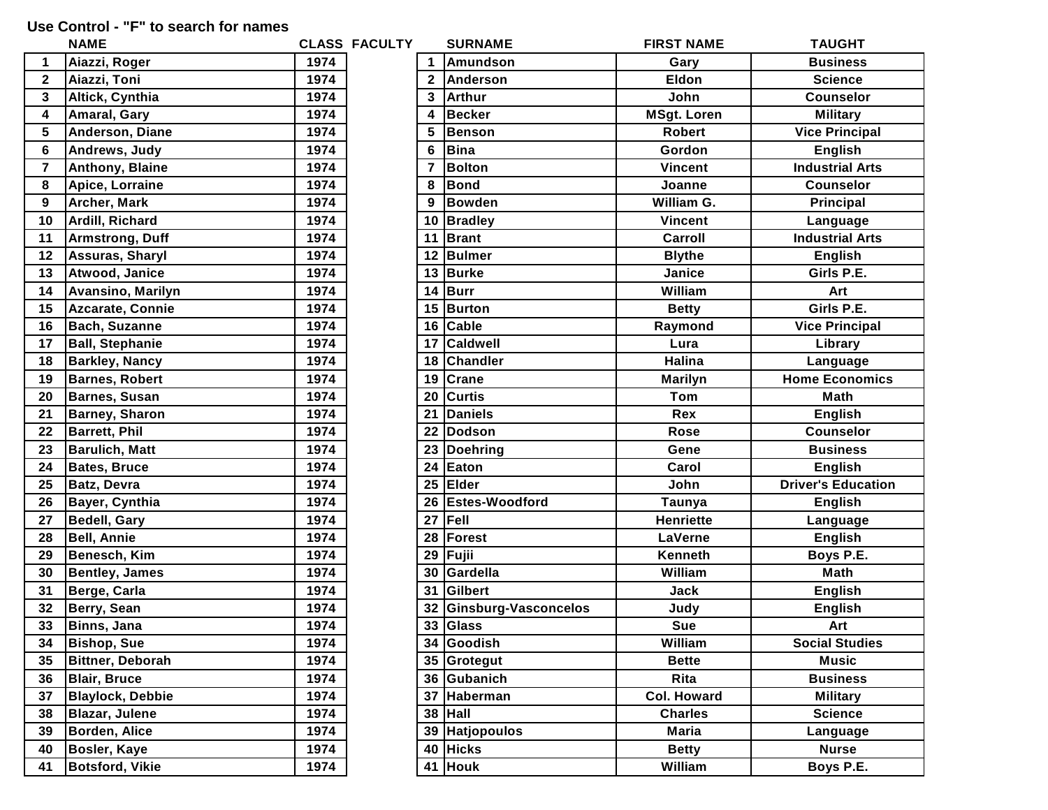Use Control - "F" to search for names

| | NAME | CLASS |
|---|---|---|
| 1 | Aiazzi, Roger | 1974 |
| 2 | Aiazzi, Toni | 1974 |
| 3 | Altick, Cynthia | 1974 |
| 4 | Amaral, Gary | 1974 |
| 5 | Anderson, Diane | 1974 |
| 6 | Andrews, Judy | 1974 |
| 7 | Anthony, Blaine | 1974 |
| 8 | Apice, Lorraine | 1974 |
| 9 | Archer, Mark | 1974 |
| 10 | Ardill, Richard | 1974 |
| 11 | Armstrong, Duff | 1974 |
| 12 | Assuras, Sharyl | 1974 |
| 13 | Atwood, Janice | 1974 |
| 14 | Avansino, Marilyn | 1974 |
| 15 | Azcarate, Connie | 1974 |
| 16 | Bach, Suzanne | 1974 |
| 17 | Ball, Stephanie | 1974 |
| 18 | Barkley, Nancy | 1974 |
| 19 | Barnes, Robert | 1974 |
| 20 | Barnes, Susan | 1974 |
| 21 | Barney, Sharon | 1974 |
| 22 | Barrett, Phil | 1974 |
| 23 | Barulich, Matt | 1974 |
| 24 | Bates, Bruce | 1974 |
| 25 | Batz, Devra | 1974 |
| 26 | Bayer, Cynthia | 1974 |
| 27 | Bedell, Gary | 1974 |
| 28 | Bell, Annie | 1974 |
| 29 | Benesch, Kim | 1974 |
| 30 | Bentley, James | 1974 |
| 31 | Berge, Carla | 1974 |
| 32 | Berry, Sean | 1974 |
| 33 | Binns, Jana | 1974 |
| 34 | Bishop, Sue | 1974 |
| 35 | Bittner, Deborah | 1974 |
| 36 | Blair, Bruce | 1974 |
| 37 | Blaylock, Debbie | 1974 |
| 38 | Blazar, Julene | 1974 |
| 39 | Borden, Alice | 1974 |
| 40 | Bosler, Kaye | 1974 |
| 41 | Botsford, Vikie | 1974 |

FACULTY

| | SURNAME | FIRST NAME | TAUGHT |
|---|---|---|---|
| 1 | Amundson | Gary | Business |
| 2 | Anderson | Eldon | Science |
| 3 | Arthur | John | Counselor |
| 4 | Becker | MSgt. Loren | Military |
| 5 | Benson | Robert | Vice Principal |
| 6 | Bina | Gordon | English |
| 7 | Bolton | Vincent | Industrial Arts |
| 8 | Bond | Joanne | Counselor |
| 9 | Bowden | William G. | Principal |
| 10 | Bradley | Vincent | Language |
| 11 | Brant | Carroll | Industrial Arts |
| 12 | Bulmer | Blythe | English |
| 13 | Burke | Janice | Girls P.E. |
| 14 | Burr | William | Art |
| 15 | Burton | Betty | Girls P.E. |
| 16 | Cable | Raymond | Vice Principal |
| 17 | Caldwell | Lura | Library |
| 18 | Chandler | Halina | Language |
| 19 | Crane | Marilyn | Home Economics |
| 20 | Curtis | Tom | Math |
| 21 | Daniels | Rex | English |
| 22 | Dodson | Rose | Counselor |
| 23 | Doehring | Gene | Business |
| 24 | Eaton | Carol | English |
| 25 | Elder | John | Driver's Education |
| 26 | Estes-Woodford | Taunya | English |
| 27 | Fell | Henriette | Language |
| 28 | Forest | LaVerne | English |
| 29 | Fujii | Kenneth | Boys P.E. |
| 30 | Gardella | William | Math |
| 31 | Gilbert | Jack | English |
| 32 | Ginsburg-Vasconcelos | Judy | English |
| 33 | Glass | Sue | Art |
| 34 | Goodish | William | Social Studies |
| 35 | Grotegut | Bette | Music |
| 36 | Gubanich | Rita | Business |
| 37 | Haberman | Col. Howard | Military |
| 38 | Hall | Charles | Science |
| 39 | Hatjopoulos | Maria | Language |
| 40 | Hicks | Betty | Nurse |
| 41 | Houk | William | Boys P.E. |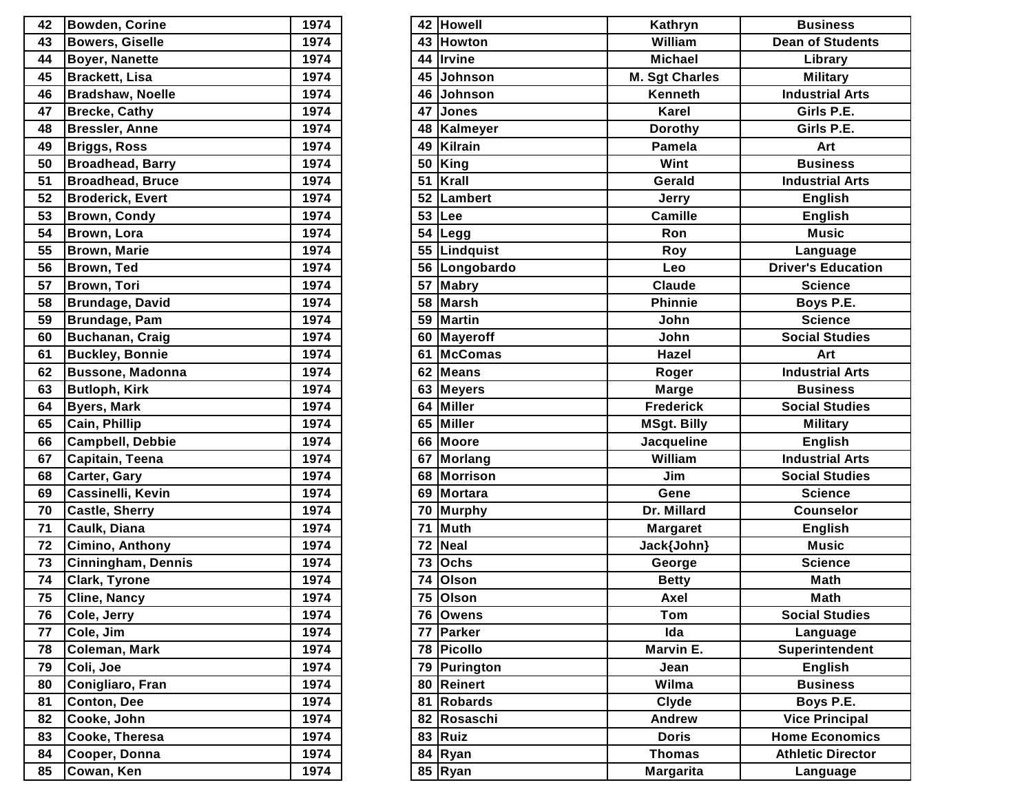| 42 | Bowden, Corine | 1974 |
|---|---|---|
| 43 | Bowers, Giselle | 1974 |
| 44 | Boyer, Nanette | 1974 |
| 45 | Brackett, Lisa | 1974 |
| 46 | Bradshaw, Noelle | 1974 |
| 47 | Brecke, Cathy | 1974 |
| 48 | Bressler, Anne | 1974 |
| 49 | Briggs, Ross | 1974 |
| 50 | Broadhead, Barry | 1974 |
| 51 | Broadhead, Bruce | 1974 |
| 52 | Broderick, Evert | 1974 |
| 53 | Brown, Condy | 1974 |
| 54 | Brown, Lora | 1974 |
| 55 | Brown, Marie | 1974 |
| 56 | Brown, Ted | 1974 |
| 57 | Brown, Tori | 1974 |
| 58 | Brundage, David | 1974 |
| 59 | Brundage, Pam | 1974 |
| 60 | Buchanan, Craig | 1974 |
| 61 | Buckley, Bonnie | 1974 |
| 62 | Bussone, Madonna | 1974 |
| 63 | Butloph, Kirk | 1974 |
| 64 | Byers, Mark | 1974 |
| 65 | Cain, Phillip | 1974 |
| 66 | Campbell, Debbie | 1974 |
| 67 | Capitain, Teena | 1974 |
| 68 | Carter, Gary | 1974 |
| 69 | Cassinelli, Kevin | 1974 |
| 70 | Castle, Sherry | 1974 |
| 71 | Caulk, Diana | 1974 |
| 72 | Cimino, Anthony | 1974 |
| 73 | Cinningham, Dennis | 1974 |
| 74 | Clark, Tyrone | 1974 |
| 75 | Cline, Nancy | 1974 |
| 76 | Cole, Jerry | 1974 |
| 77 | Cole, Jim | 1974 |
| 78 | Coleman, Mark | 1974 |
| 79 | Coli, Joe | 1974 |
| 80 | Conigliaro, Fran | 1974 |
| 81 | Conton, Dee | 1974 |
| 82 | Cooke, John | 1974 |
| 83 | Cooke, Theresa | 1974 |
| 84 | Cooper, Donna | 1974 |
| 85 | Cowan, Ken | 1974 |

| 42 | Howell | Kathryn | Business |
|---|---|---|---|
| 43 | Howton | William | Dean of Students |
| 44 | Irvine | Michael | Library |
| 45 | Johnson | M. Sgt Charles | Military |
| 46 | Johnson | Kenneth | Industrial Arts |
| 47 | Jones | Karel | Girls P.E. |
| 48 | Kalmeyer | Dorothy | Girls P.E. |
| 49 | Kilrain | Pamela | Art |
| 50 | King | Wint | Business |
| 51 | Krall | Gerald | Industrial Arts |
| 52 | Lambert | Jerry | English |
| 53 | Lee | Camille | English |
| 54 | Legg | Ron | Music |
| 55 | Lindquist | Roy | Language |
| 56 | Longobardo | Leo | Driver's Education |
| 57 | Mabry | Claude | Science |
| 58 | Marsh | Phinnie | Boys P.E. |
| 59 | Martin | John | Science |
| 60 | Mayeroff | John | Social Studies |
| 61 | McComas | Hazel | Art |
| 62 | Means | Roger | Industrial Arts |
| 63 | Meyers | Marge | Business |
| 64 | Miller | Frederick | Social Studies |
| 65 | Miller | MSgt. Billy | Military |
| 66 | Moore | Jacqueline | English |
| 67 | Morlang | William | Industrial Arts |
| 68 | Morrison | Jim | Social Studies |
| 69 | Mortara | Gene | Science |
| 70 | Murphy | Dr. Millard | Counselor |
| 71 | Muth | Margaret | English |
| 72 | Neal | Jack{John} | Music |
| 73 | Ochs | George | Science |
| 74 | Olson | Betty | Math |
| 75 | Olson | Axel | Math |
| 76 | Owens | Tom | Social Studies |
| 77 | Parker | Ida | Language |
| 78 | Picollo | Marvin E. | Superintendent |
| 79 | Purington | Jean | English |
| 80 | Reinert | Wilma | Business |
| 81 | Robards | Clyde | Boys P.E. |
| 82 | Rosaschi | Andrew | Vice Principal |
| 83 | Ruiz | Doris | Home Economics |
| 84 | Ryan | Thomas | Athletic Director |
| 85 | Ryan | Margarita | Language |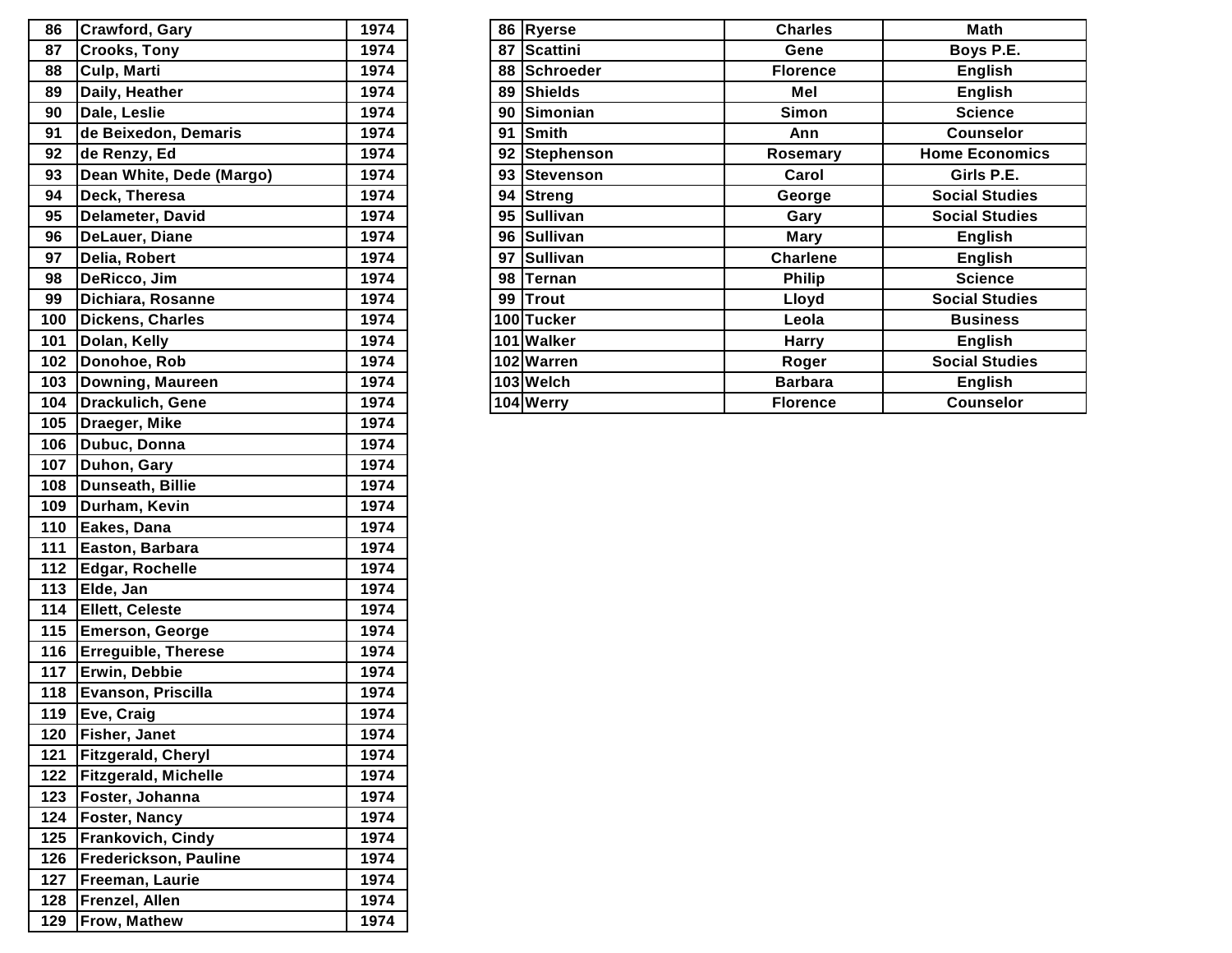| 86 | Crawford, Gary | 1974 |
|---|---|---|
| 87 | Crooks, Tony | 1974 |
| 88 | Culp, Marti | 1974 |
| 89 | Daily, Heather | 1974 |
| 90 | Dale, Leslie | 1974 |
| 91 | de Beixedon, Demaris | 1974 |
| 92 | de Renzy, Ed | 1974 |
| 93 | Dean White, Dede (Margo) | 1974 |
| 94 | Deck, Theresa | 1974 |
| 95 | Delameter, David | 1974 |
| 96 | DeLauer, Diane | 1974 |
| 97 | Delia, Robert | 1974 |
| 98 | DeRicco, Jim | 1974 |
| 99 | Dichiara, Rosanne | 1974 |
| 100 | Dickens, Charles | 1974 |
| 101 | Dolan, Kelly | 1974 |
| 102 | Donohoe, Rob | 1974 |
| 103 | Downing, Maureen | 1974 |
| 104 | Drackulich, Gene | 1974 |
| 105 | Draeger, Mike | 1974 |
| 106 | Dubuc, Donna | 1974 |
| 107 | Duhon, Gary | 1974 |
| 108 | Dunseath, Billie | 1974 |
| 109 | Durham, Kevin | 1974 |
| 110 | Eakes, Dana | 1974 |
| 111 | Easton, Barbara | 1974 |
| 112 | Edgar, Rochelle | 1974 |
| 113 | Elde, Jan | 1974 |
| 114 | Ellett, Celeste | 1974 |
| 115 | Emerson, George | 1974 |
| 116 | Erreguible, Therese | 1974 |
| 117 | Erwin, Debbie | 1974 |
| 118 | Evanson, Priscilla | 1974 |
| 119 | Eve, Craig | 1974 |
| 120 | Fisher, Janet | 1974 |
| 121 | Fitzgerald, Cheryl | 1974 |
| 122 | Fitzgerald, Michelle | 1974 |
| 123 | Foster, Johanna | 1974 |
| 124 | Foster, Nancy | 1974 |
| 125 | Frankovich, Cindy | 1974 |
| 126 | Frederickson, Pauline | 1974 |
| 127 | Freeman, Laurie | 1974 |
| 128 | Frenzel, Allen | 1974 |
| 129 | Frow, Mathew | 1974 |

| 86 | Ryerse | Charles | Math |
|---|---|---|---|
| 87 | Scattini | Gene | Boys P.E. |
| 88 | Schroeder | Florence | English |
| 89 | Shields | Mel | English |
| 90 | Simonian | Simon | Science |
| 91 | Smith | Ann | Counselor |
| 92 | Stephenson | Rosemary | Home Economics |
| 93 | Stevenson | Carol | Girls P.E. |
| 94 | Streng | George | Social Studies |
| 95 | Sullivan | Gary | Social Studies |
| 96 | Sullivan | Mary | English |
| 97 | Sullivan | Charlene | English |
| 98 | Ternan | Philip | Science |
| 99 | Trout | Lloyd | Social Studies |
| 100 | Tucker | Leola | Business |
| 101 | Walker | Harry | English |
| 102 | Warren | Roger | Social Studies |
| 103 | Welch | Barbara | English |
| 104 | Werry | Florence | Counselor |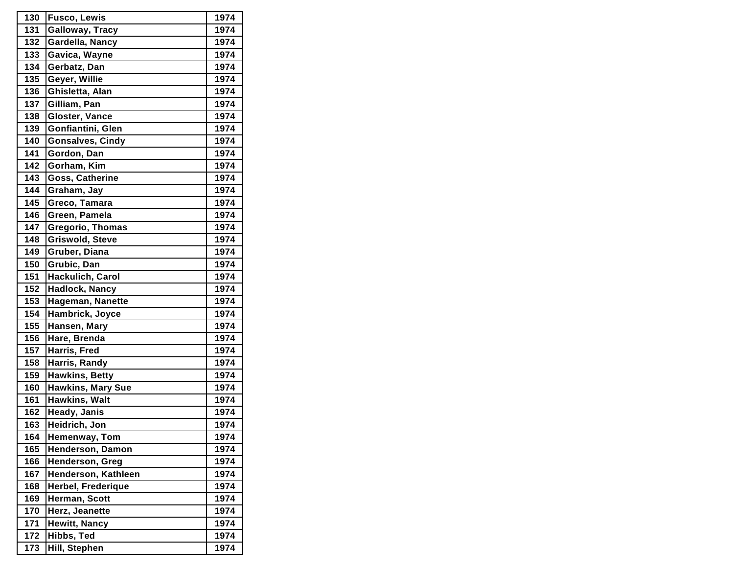| 130 | Fusco, Lewis | 1974 |
|---|---|---|
| 131 | Galloway, Tracy | 1974 |
| 132 | Gardella, Nancy | 1974 |
| 133 | Gavica, Wayne | 1974 |
| 134 | Gerbatz, Dan | 1974 |
| 135 | Geyer, Willie | 1974 |
| 136 | Ghisletta, Alan | 1974 |
| 137 | Gilliam, Pan | 1974 |
| 138 | Gloster, Vance | 1974 |
| 139 | Gonfiantini, Glen | 1974 |
| 140 | Gonsalves, Cindy | 1974 |
| 141 | Gordon, Dan | 1974 |
| 142 | Gorham, Kim | 1974 |
| 143 | Goss, Catherine | 1974 |
| 144 | Graham, Jay | 1974 |
| 145 | Greco, Tamara | 1974 |
| 146 | Green, Pamela | 1974 |
| 147 | Gregorio, Thomas | 1974 |
| 148 | Griswold, Steve | 1974 |
| 149 | Gruber, Diana | 1974 |
| 150 | Grubic, Dan | 1974 |
| 151 | Hackulich, Carol | 1974 |
| 152 | Hadlock, Nancy | 1974 |
| 153 | Hageman, Nanette | 1974 |
| 154 | Hambrick, Joyce | 1974 |
| 155 | Hansen, Mary | 1974 |
| 156 | Hare, Brenda | 1974 |
| 157 | Harris, Fred | 1974 |
| 158 | Harris, Randy | 1974 |
| 159 | Hawkins, Betty | 1974 |
| 160 | Hawkins, Mary Sue | 1974 |
| 161 | Hawkins, Walt | 1974 |
| 162 | Heady, Janis | 1974 |
| 163 | Heidrich, Jon | 1974 |
| 164 | Hemenway, Tom | 1974 |
| 165 | Henderson, Damon | 1974 |
| 166 | Henderson, Greg | 1974 |
| 167 | Henderson, Kathleen | 1974 |
| 168 | Herbel, Frederique | 1974 |
| 169 | Herman, Scott | 1974 |
| 170 | Herz, Jeanette | 1974 |
| 171 | Hewitt, Nancy | 1974 |
| 172 | Hibbs, Ted | 1974 |
| 173 | Hill, Stephen | 1974 |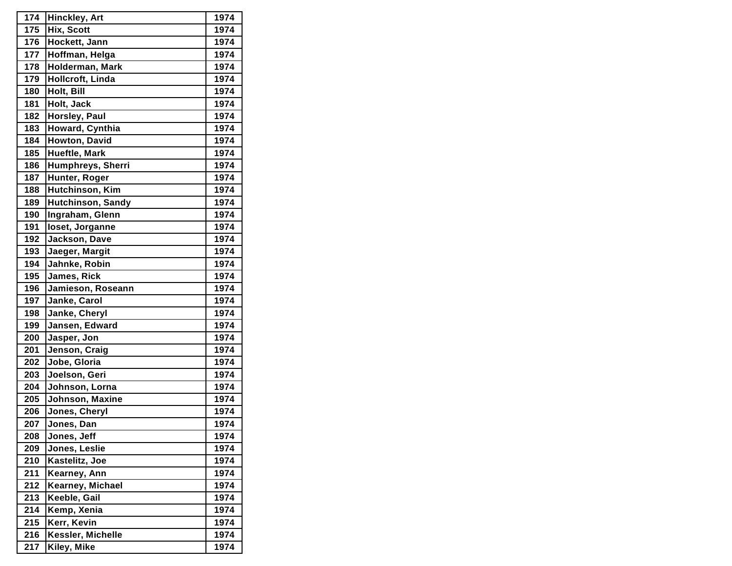| 174 | Hinckley, Art | 1974 |
|---|---|---|
| 175 | Hix, Scott | 1974 |
| 176 | Hockett, Jann | 1974 |
| 177 | Hoffman, Helga | 1974 |
| 178 | Holderman, Mark | 1974 |
| 179 | Hollcroft, Linda | 1974 |
| 180 | Holt, Bill | 1974 |
| 181 | Holt, Jack | 1974 |
| 182 | Horsley, Paul | 1974 |
| 183 | Howard, Cynthia | 1974 |
| 184 | Howton, David | 1974 |
| 185 | Hueftle, Mark | 1974 |
| 186 | Humphreys, Sherri | 1974 |
| 187 | Hunter, Roger | 1974 |
| 188 | Hutchinson, Kim | 1974 |
| 189 | Hutchinson, Sandy | 1974 |
| 190 | Ingraham, Glenn | 1974 |
| 191 | Ioset, Jorganne | 1974 |
| 192 | Jackson, Dave | 1974 |
| 193 | Jaeger, Margit | 1974 |
| 194 | Jahnke, Robin | 1974 |
| 195 | James, Rick | 1974 |
| 196 | Jamieson, Roseann | 1974 |
| 197 | Janke, Carol | 1974 |
| 198 | Janke, Cheryl | 1974 |
| 199 | Jansen, Edward | 1974 |
| 200 | Jasper, Jon | 1974 |
| 201 | Jenson, Craig | 1974 |
| 202 | Jobe, Gloria | 1974 |
| 203 | Joelson, Geri | 1974 |
| 204 | Johnson, Lorna | 1974 |
| 205 | Johnson, Maxine | 1974 |
| 206 | Jones, Cheryl | 1974 |
| 207 | Jones, Dan | 1974 |
| 208 | Jones, Jeff | 1974 |
| 209 | Jones, Leslie | 1974 |
| 210 | Kastelitz, Joe | 1974 |
| 211 | Kearney, Ann | 1974 |
| 212 | Kearney, Michael | 1974 |
| 213 | Keeble, Gail | 1974 |
| 214 | Kemp, Xenia | 1974 |
| 215 | Kerr, Kevin | 1974 |
| 216 | Kessler, Michelle | 1974 |
| 217 | Kiley, Mike | 1974 |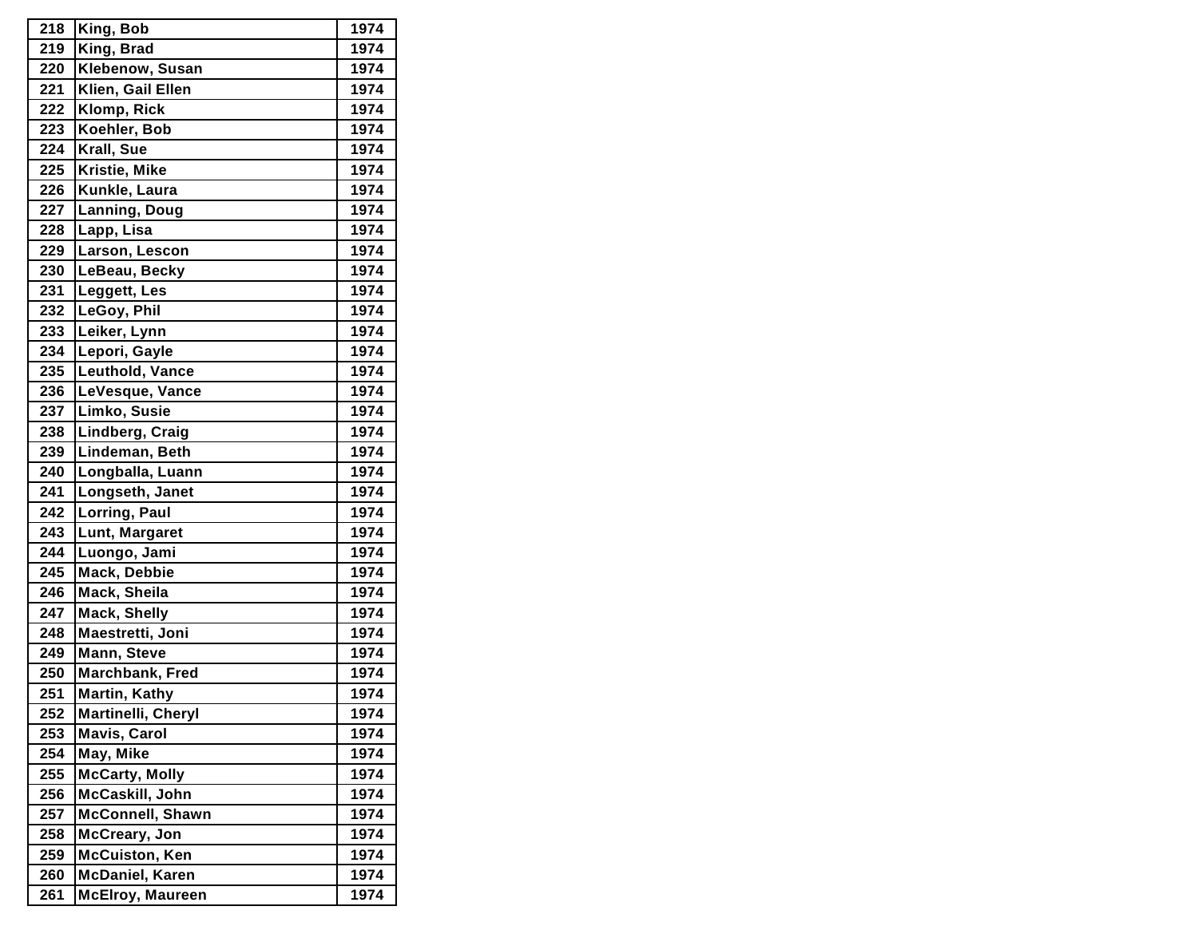| 218 | King, Bob | 1974 |
|---|---|---|
| 219 | King, Brad | 1974 |
| 220 | Klebenow, Susan | 1974 |
| 221 | Klien, Gail Ellen | 1974 |
| 222 | Klomp, Rick | 1974 |
| 223 | Koehler, Bob | 1974 |
| 224 | Krall, Sue | 1974 |
| 225 | Kristie, Mike | 1974 |
| 226 | Kunkle, Laura | 1974 |
| 227 | Lanning, Doug | 1974 |
| 228 | Lapp, Lisa | 1974 |
| 229 | Larson, Lescon | 1974 |
| 230 | LeBeau, Becky | 1974 |
| 231 | Leggett, Les | 1974 |
| 232 | LeGoy, Phil | 1974 |
| 233 | Leiker, Lynn | 1974 |
| 234 | Lepori, Gayle | 1974 |
| 235 | Leuthold, Vance | 1974 |
| 236 | LeVesque, Vance | 1974 |
| 237 | Limko, Susie | 1974 |
| 238 | Lindberg, Craig | 1974 |
| 239 | Lindeman, Beth | 1974 |
| 240 | Longballa, Luann | 1974 |
| 241 | Longseth, Janet | 1974 |
| 242 | Lorring, Paul | 1974 |
| 243 | Lunt, Margaret | 1974 |
| 244 | Luongo, Jami | 1974 |
| 245 | Mack, Debbie | 1974 |
| 246 | Mack, Sheila | 1974 |
| 247 | Mack, Shelly | 1974 |
| 248 | Maestretti, Joni | 1974 |
| 249 | Mann, Steve | 1974 |
| 250 | Marchbank, Fred | 1974 |
| 251 | Martin, Kathy | 1974 |
| 252 | Martinelli, Cheryl | 1974 |
| 253 | Mavis, Carol | 1974 |
| 254 | May, Mike | 1974 |
| 255 | McCarty, Molly | 1974 |
| 256 | McCaskill, John | 1974 |
| 257 | McConnell, Shawn | 1974 |
| 258 | McCreary, Jon | 1974 |
| 259 | McCuiston, Ken | 1974 |
| 260 | McDaniel, Karen | 1974 |
| 261 | McElroy, Maureen | 1974 |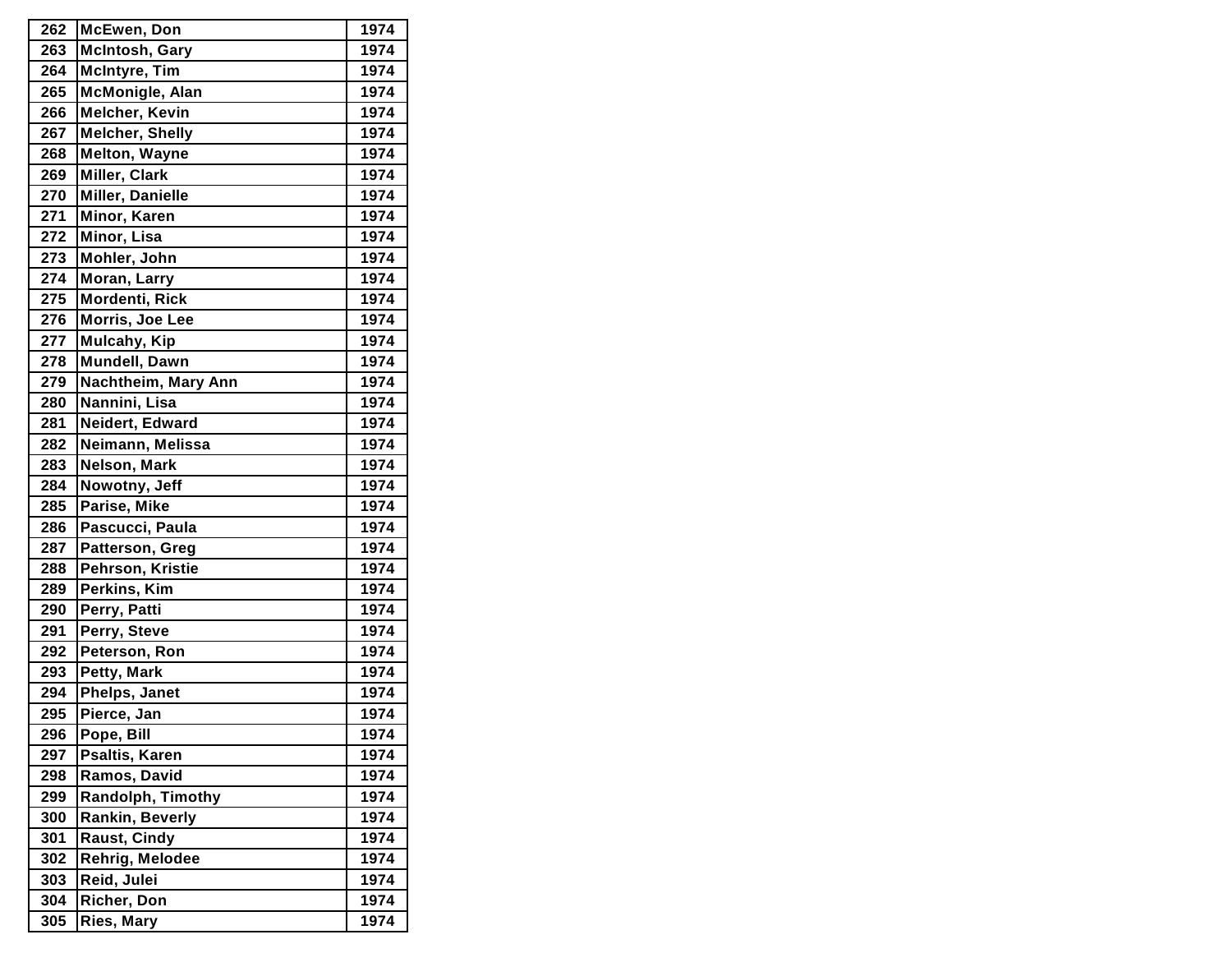| | | |
|---|---|---|
| 262 | McEwen, Don | 1974 |
| 263 | McIntosh, Gary | 1974 |
| 264 | McIntyre, Tim | 1974 |
| 265 | McMonigle, Alan | 1974 |
| 266 | Melcher, Kevin | 1974 |
| 267 | Melcher, Shelly | 1974 |
| 268 | Melton, Wayne | 1974 |
| 269 | Miller, Clark | 1974 |
| 270 | Miller, Danielle | 1974 |
| 271 | Minor, Karen | 1974 |
| 272 | Minor, Lisa | 1974 |
| 273 | Mohler, John | 1974 |
| 274 | Moran, Larry | 1974 |
| 275 | Mordenti, Rick | 1974 |
| 276 | Morris, Joe Lee | 1974 |
| 277 | Mulcahy, Kip | 1974 |
| 278 | Mundell, Dawn | 1974 |
| 279 | Nachtheim, Mary Ann | 1974 |
| 280 | Nannini, Lisa | 1974 |
| 281 | Neidert, Edward | 1974 |
| 282 | Neimann, Melissa | 1974 |
| 283 | Nelson, Mark | 1974 |
| 284 | Nowotny, Jeff | 1974 |
| 285 | Parise, Mike | 1974 |
| 286 | Pascucci, Paula | 1974 |
| 287 | Patterson, Greg | 1974 |
| 288 | Pehrson, Kristie | 1974 |
| 289 | Perkins, Kim | 1974 |
| 290 | Perry, Patti | 1974 |
| 291 | Perry, Steve | 1974 |
| 292 | Peterson, Ron | 1974 |
| 293 | Petty, Mark | 1974 |
| 294 | Phelps, Janet | 1974 |
| 295 | Pierce, Jan | 1974 |
| 296 | Pope, Bill | 1974 |
| 297 | Psaltis, Karen | 1974 |
| 298 | Ramos, David | 1974 |
| 299 | Randolph, Timothy | 1974 |
| 300 | Rankin, Beverly | 1974 |
| 301 | Raust, Cindy | 1974 |
| 302 | Rehrig, Melodee | 1974 |
| 303 | Reid, Julei | 1974 |
| 304 | Richer, Don | 1974 |
| 305 | Ries, Mary | 1974 |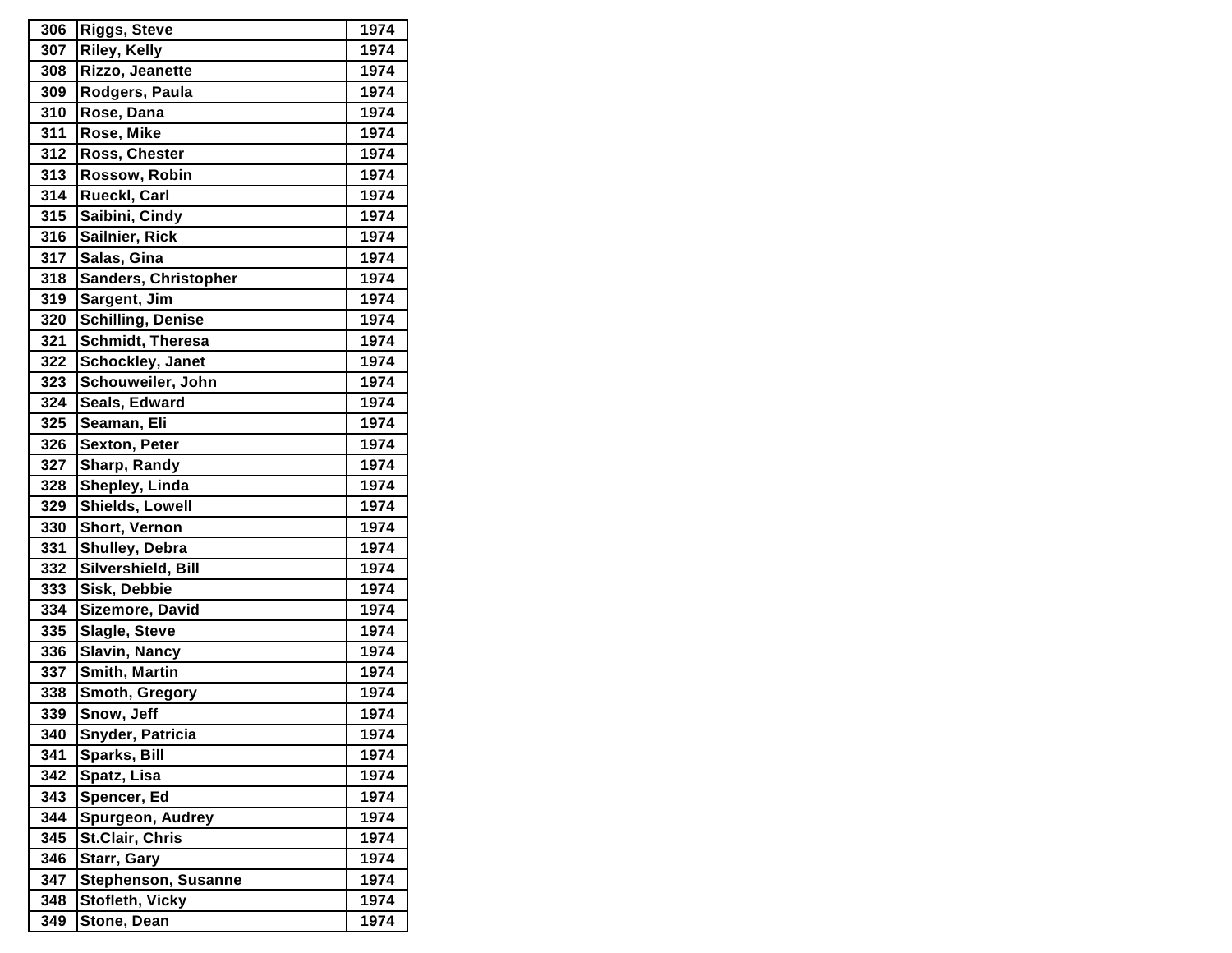| 306 | Riggs, Steve | 1974 |
|---|---|---|
| 307 | Riley, Kelly | 1974 |
| 308 | Rizzo, Jeanette | 1974 |
| 309 | Rodgers, Paula | 1974 |
| 310 | Rose, Dana | 1974 |
| 311 | Rose, Mike | 1974 |
| 312 | Ross, Chester | 1974 |
| 313 | Rossow, Robin | 1974 |
| 314 | Rueckl, Carl | 1974 |
| 315 | Saibini, Cindy | 1974 |
| 316 | Sailnier, Rick | 1974 |
| 317 | Salas, Gina | 1974 |
| 318 | Sanders, Christopher | 1974 |
| 319 | Sargent, Jim | 1974 |
| 320 | Schilling, Denise | 1974 |
| 321 | Schmidt, Theresa | 1974 |
| 322 | Schockley, Janet | 1974 |
| 323 | Schouweiler, John | 1974 |
| 324 | Seals, Edward | 1974 |
| 325 | Seaman, Eli | 1974 |
| 326 | Sexton, Peter | 1974 |
| 327 | Sharp, Randy | 1974 |
| 328 | Shepley, Linda | 1974 |
| 329 | Shields, Lowell | 1974 |
| 330 | Short, Vernon | 1974 |
| 331 | Shulley, Debra | 1974 |
| 332 | Silvershield, Bill | 1974 |
| 333 | Sisk, Debbie | 1974 |
| 334 | Sizemore, David | 1974 |
| 335 | Slagle, Steve | 1974 |
| 336 | Slavin, Nancy | 1974 |
| 337 | Smith, Martin | 1974 |
| 338 | Smoth, Gregory | 1974 |
| 339 | Snow, Jeff | 1974 |
| 340 | Snyder, Patricia | 1974 |
| 341 | Sparks, Bill | 1974 |
| 342 | Spatz, Lisa | 1974 |
| 343 | Spencer, Ed | 1974 |
| 344 | Spurgeon, Audrey | 1974 |
| 345 | St.Clair, Chris | 1974 |
| 346 | Starr, Gary | 1974 |
| 347 | Stephenson, Susanne | 1974 |
| 348 | Stofleth, Vicky | 1974 |
| 349 | Stone, Dean | 1974 |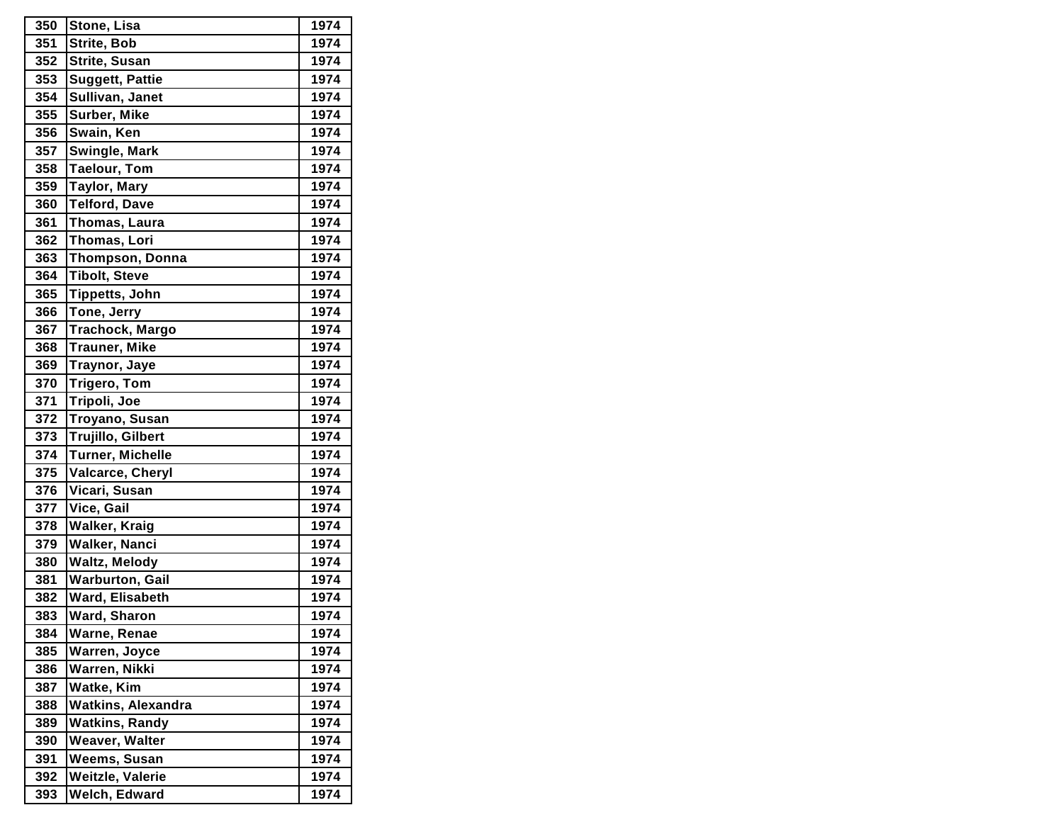| 350 | Stone, Lisa | 1974 |
|---|---|---|
| 351 | Strite, Bob | 1974 |
| 352 | Strite, Susan | 1974 |
| 353 | Suggett, Pattie | 1974 |
| 354 | Sullivan, Janet | 1974 |
| 355 | Surber, Mike | 1974 |
| 356 | Swain, Ken | 1974 |
| 357 | Swingle, Mark | 1974 |
| 358 | Taelour, Tom | 1974 |
| 359 | Taylor, Mary | 1974 |
| 360 | Telford, Dave | 1974 |
| 361 | Thomas, Laura | 1974 |
| 362 | Thomas, Lori | 1974 |
| 363 | Thompson, Donna | 1974 |
| 364 | Tibolt, Steve | 1974 |
| 365 | Tippetts, John | 1974 |
| 366 | Tone, Jerry | 1974 |
| 367 | Trachock, Margo | 1974 |
| 368 | Trauner, Mike | 1974 |
| 369 | Traynor, Jaye | 1974 |
| 370 | Trigero, Tom | 1974 |
| 371 | Tripoli, Joe | 1974 |
| 372 | Troyano, Susan | 1974 |
| 373 | Trujillo, Gilbert | 1974 |
| 374 | Turner, Michelle | 1974 |
| 375 | Valcarce, Cheryl | 1974 |
| 376 | Vicari, Susan | 1974 |
| 377 | Vice, Gail | 1974 |
| 378 | Walker, Kraig | 1974 |
| 379 | Walker, Nanci | 1974 |
| 380 | Waltz, Melody | 1974 |
| 381 | Warburton, Gail | 1974 |
| 382 | Ward, Elisabeth | 1974 |
| 383 | Ward, Sharon | 1974 |
| 384 | Warne, Renae | 1974 |
| 385 | Warren, Joyce | 1974 |
| 386 | Warren, Nikki | 1974 |
| 387 | Watke, Kim | 1974 |
| 388 | Watkins, Alexandra | 1974 |
| 389 | Watkins, Randy | 1974 |
| 390 | Weaver, Walter | 1974 |
| 391 | Weems, Susan | 1974 |
| 392 | Weitzle, Valerie | 1974 |
| 393 | Welch, Edward | 1974 |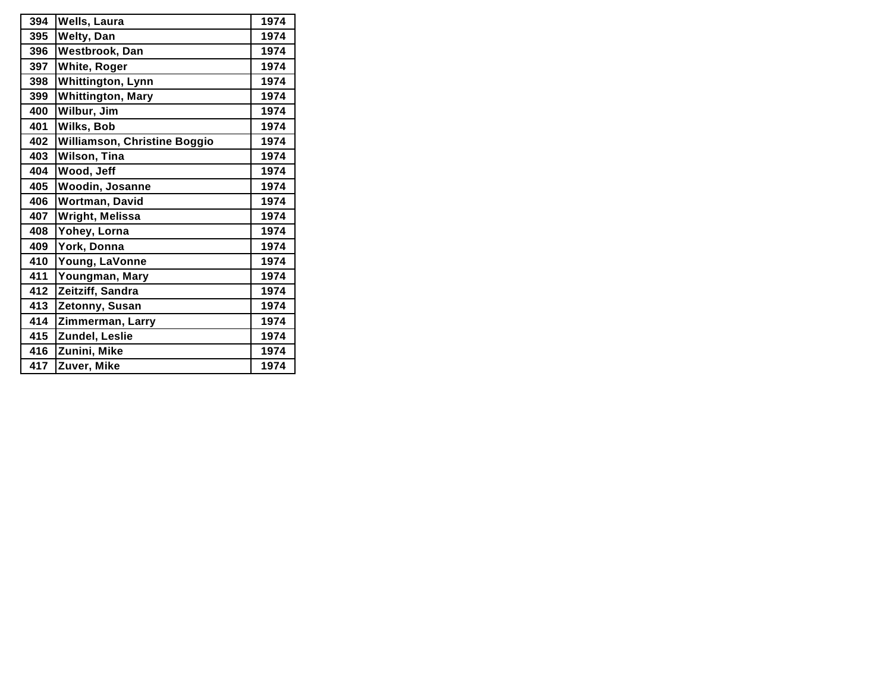| | | |
|---|---|---|
| 394 | Wells, Laura | 1974 |
| 395 | Welty, Dan | 1974 |
| 396 | Westbrook, Dan | 1974 |
| 397 | White, Roger | 1974 |
| 398 | Whittington, Lynn | 1974 |
| 399 | Whittington, Mary | 1974 |
| 400 | Wilbur, Jim | 1974 |
| 401 | Wilks, Bob | 1974 |
| 402 | Williamson, Christine Boggio | 1974 |
| 403 | Wilson, Tina | 1974 |
| 404 | Wood, Jeff | 1974 |
| 405 | Woodin, Josanne | 1974 |
| 406 | Wortman, David | 1974 |
| 407 | Wright, Melissa | 1974 |
| 408 | Yohey, Lorna | 1974 |
| 409 | York, Donna | 1974 |
| 410 | Young, LaVonne | 1974 |
| 411 | Youngman, Mary | 1974 |
| 412 | Zeitziff, Sandra | 1974 |
| 413 | Zetonny, Susan | 1974 |
| 414 | Zimmerman, Larry | 1974 |
| 415 | Zundel, Leslie | 1974 |
| 416 | Zunini, Mike | 1974 |
| 417 | Zuver, Mike | 1974 |